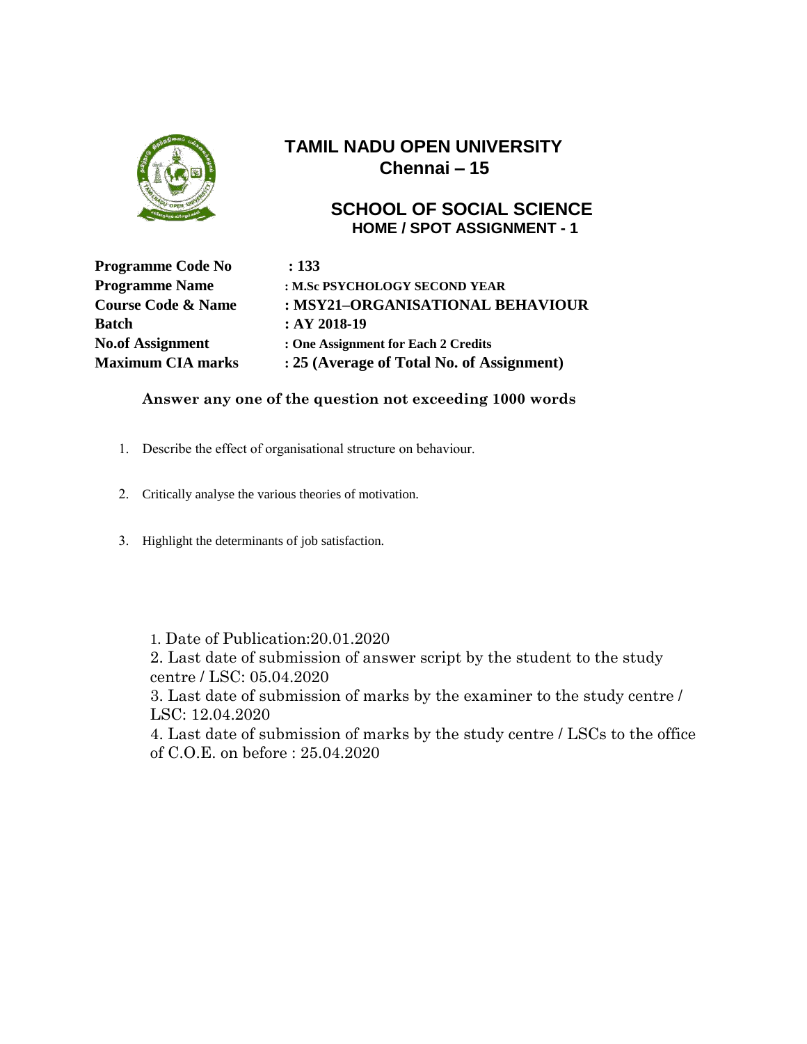# TAMIL NADU OPEN UNIVERSITY
## Chennai – 15

## SCHOOL OF SOCIAL SCIENCE
### HOME / SPOT ASSIGNMENT - 1

| | |
|---|---|
| **Programme Code No** | **: 133** |
| **Programme Name** | **: M.Sc PSYCHOLOGY SECOND YEAR** |
| **Course Code & Name** | **: MSY21–ORGANISATIONAL BEHAVIOUR** |
| **Batch** | **: AY 2018-19** |
| **No.of Assignment** | **: One Assignment for Each 2 Credits** |
| **Maximum CIA marks** | **: 25 (Average of Total No. of Assignment)** |

**Answer any one of the question not exceeding 1000 words**

1. Describe the effect of organisational structure on behaviour.
2. Critically analyse the various theories of motivation.
3. Highlight the determinants of job satisfaction.

1. Date of Publication:20.01.2020
2. Last date of submission of answer script by the student to the study centre / LSC: 05.04.2020
3. Last date of submission of marks by the examiner to the study centre / LSC: 12.04.2020
4. Last date of submission of marks by the study centre / LSCs to the office of C.O.E. on before : 25.04.2020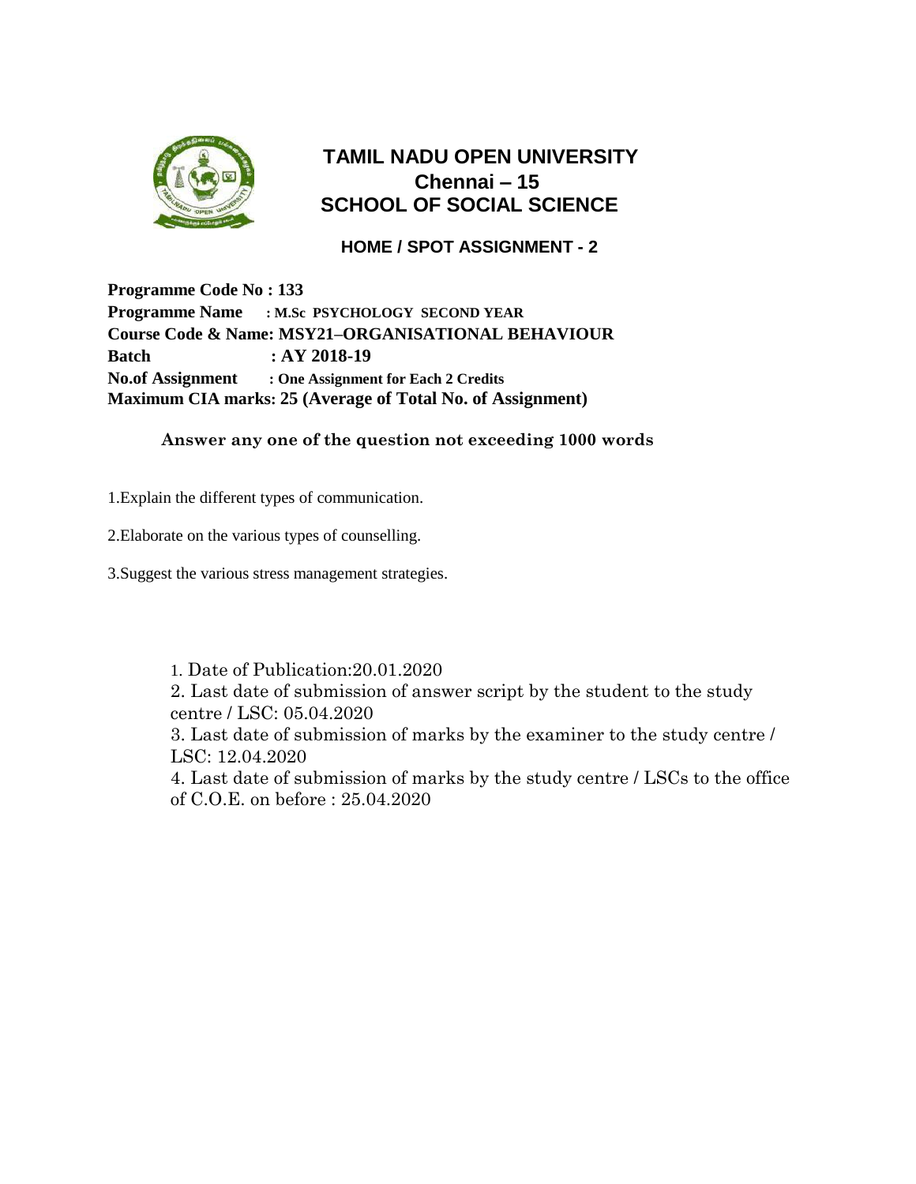# TAMIL NADU OPEN UNIVERSITY

## Chennai – 15

## SCHOOL OF SOCIAL SCIENCE

### HOME / SPOT ASSIGNMENT - 2

**Programme Code No : 133**
**Programme Name : M.Sc PSYCHOLOGY SECOND YEAR**
**Course Code & Name: MSY21–ORGANISATIONAL BEHAVIOUR**
**Batch : AY 2018-19**
**No.of Assignment : One Assignment for Each 2 Credits**
**Maximum CIA marks: 25 (Average of Total No. of Assignment)**

**Answer any one of the question not exceeding 1000 words**

1.Explain the different types of communication.

2.Elaborate on the various types of counselling.

3.Suggest the various stress management strategies.

1. Date of Publication:20.01.2020
2. Last date of submission of answer script by the student to the study centre / LSC: 05.04.2020
3. Last date of submission of marks by the examiner to the study centre / LSC: 12.04.2020
4. Last date of submission of marks by the study centre / LSCs to the office of C.O.E. on before : 25.04.2020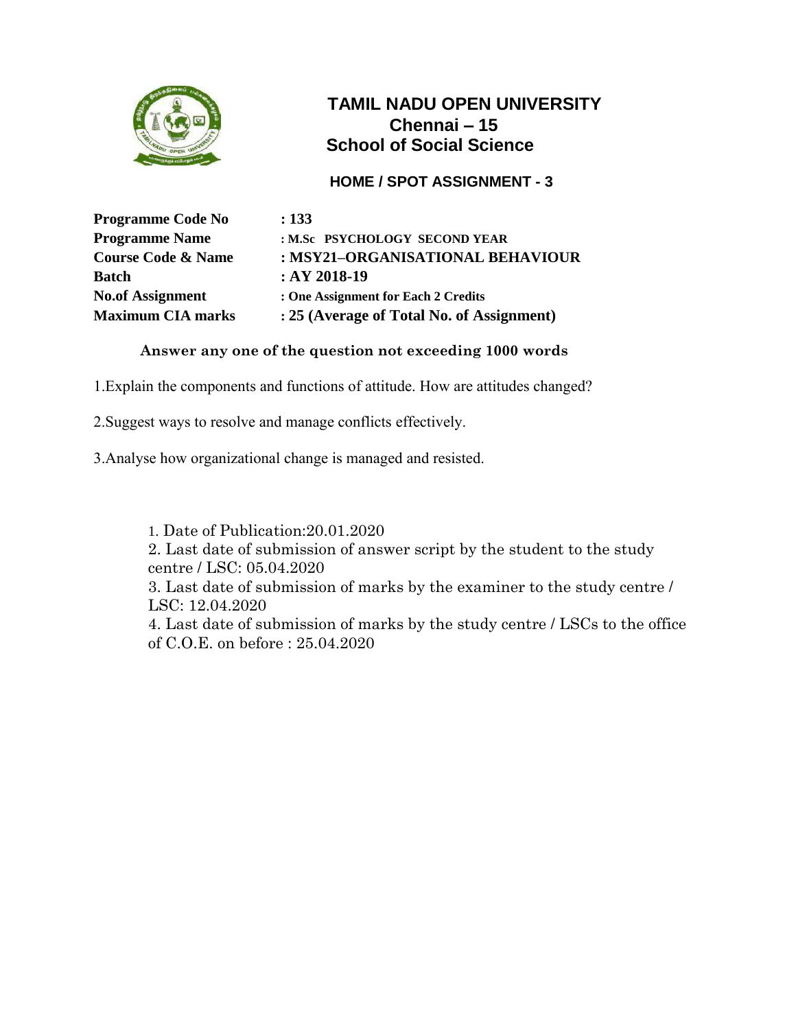# TAMIL NADU OPEN UNIVERSITY
## Chennai – 15
## School of Social Science

### HOME / SPOT ASSIGNMENT - 3

| | |
|---|---|
| **Programme Code No** | **: 133** |
| **Programme Name** | **: M.Sc PSYCHOLOGY SECOND YEAR** |
| **Course Code & Name** | **: MSY21–ORGANISATIONAL BEHAVIOUR** |
| **Batch** | **: AY 2018-19** |
| **No.of Assignment** | **: One Assignment for Each 2 Credits** |
| **Maximum CIA marks** | **: 25 (Average of Total No. of Assignment)** |

**Answer any one of the question not exceeding 1000 words**

1.Explain the components and functions of attitude. How are attitudes changed?

2.Suggest ways to resolve and manage conflicts effectively.

3.Analyse how organizational change is managed and resisted.

1. Date of Publication:20.01.2020
2. Last date of submission of answer script by the student to the study centre / LSC: 05.04.2020
3. Last date of submission of marks by the examiner to the study centre / LSC: 12.04.2020
4. Last date of submission of marks by the study centre / LSCs to the office of C.O.E. on before : 25.04.2020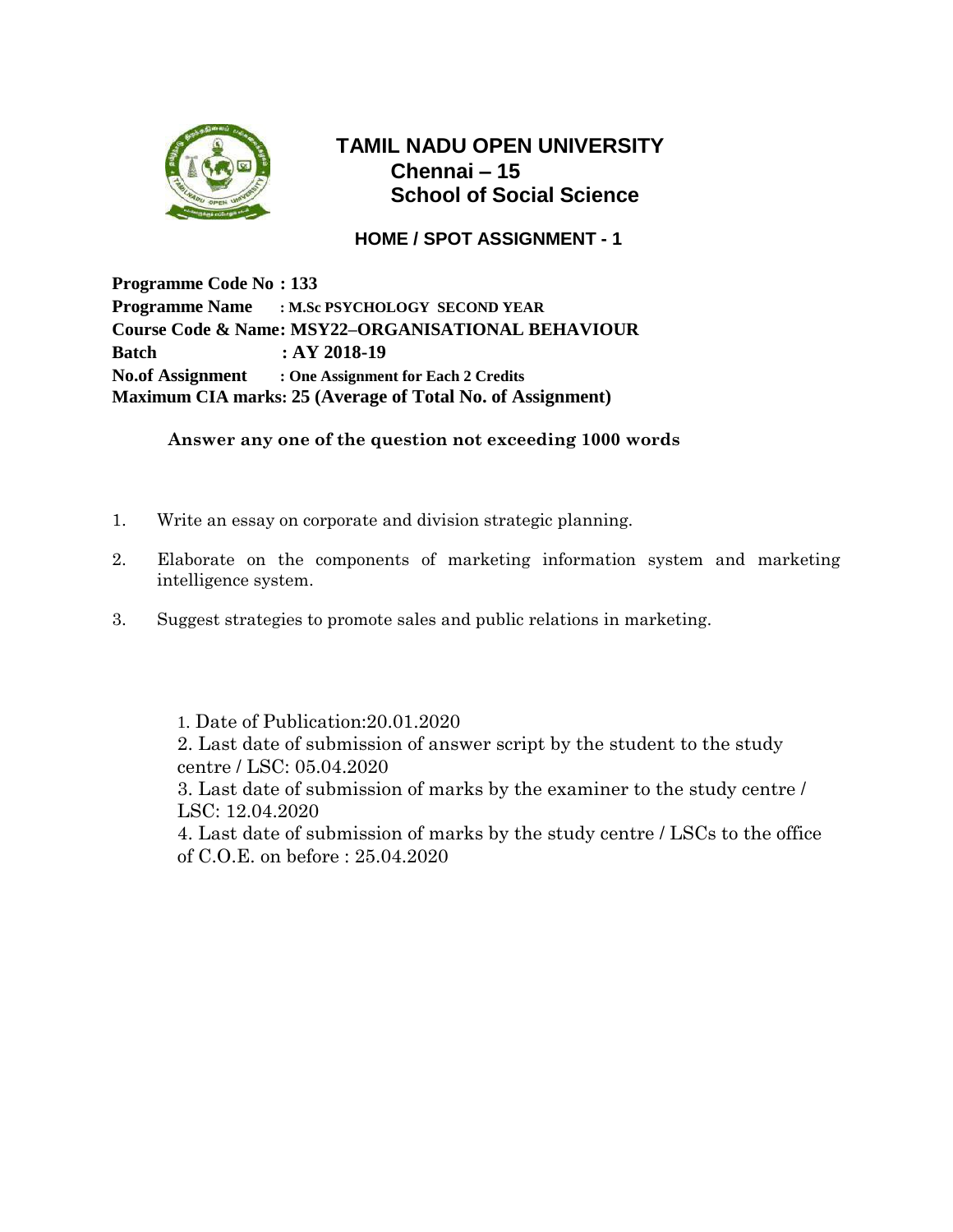# TAMIL NADU OPEN UNIVERSITY

## Chennai – 15

## School of Social Science

### HOME / SPOT ASSIGNMENT - 1

**Programme Code No : 133**
**Programme Name : M.Sc PSYCHOLOGY SECOND YEAR**
**Course Code & Name: MSY22–ORGANISATIONAL BEHAVIOUR**
**Batch : AY 2018-19**
**No.of Assignment : One Assignment for Each 2 Credits**
**Maximum CIA marks: 25 (Average of Total No. of Assignment)**

**Answer any one of the question not exceeding 1000 words**

1. Write an essay on corporate and division strategic planning.
2. Elaborate on the components of marketing information system and marketing intelligence system.
3. Suggest strategies to promote sales and public relations in marketing.

1. Date of Publication:20.01.2020
2. Last date of submission of answer script by the student to the study centre / LSC: 05.04.2020
3. Last date of submission of marks by the examiner to the study centre / LSC: 12.04.2020
4. Last date of submission of marks by the study centre / LSCs to the office of C.O.E. on before : 25.04.2020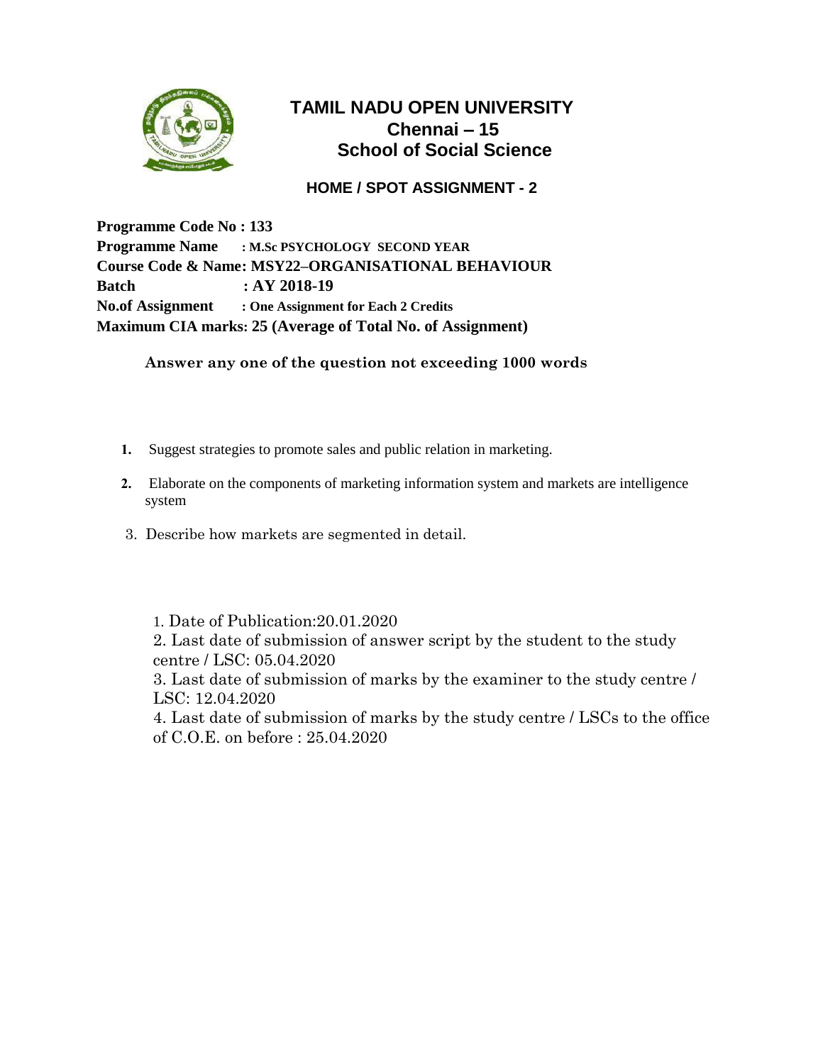# TAMIL NADU OPEN UNIVERSITY
## Chennai – 15
## School of Social Science

### HOME / SPOT ASSIGNMENT - 2

**Programme Code No : 133**
**Programme Name : M.Sc PSYCHOLOGY SECOND YEAR**
**Course Code & Name: MSY22–ORGANISATIONAL BEHAVIOUR**
**Batch : AY 2018-19**
**No.of Assignment : One Assignment for Each 2 Credits**
**Maximum CIA marks: 25 (Average of Total No. of Assignment)**

**Answer any one of the question not exceeding 1000 words**

1. Suggest strategies to promote sales and public relation in marketing.
2. Elaborate on the components of marketing information system and markets are intelligence system
3. Describe how markets are segmented in detail.

1. Date of Publication:20.01.2020
2. Last date of submission of answer script by the student to the study centre / LSC: 05.04.2020
3. Last date of submission of marks by the examiner to the study centre / LSC: 12.04.2020
4. Last date of submission of marks by the study centre / LSCs to the office of C.O.E. on before : 25.04.2020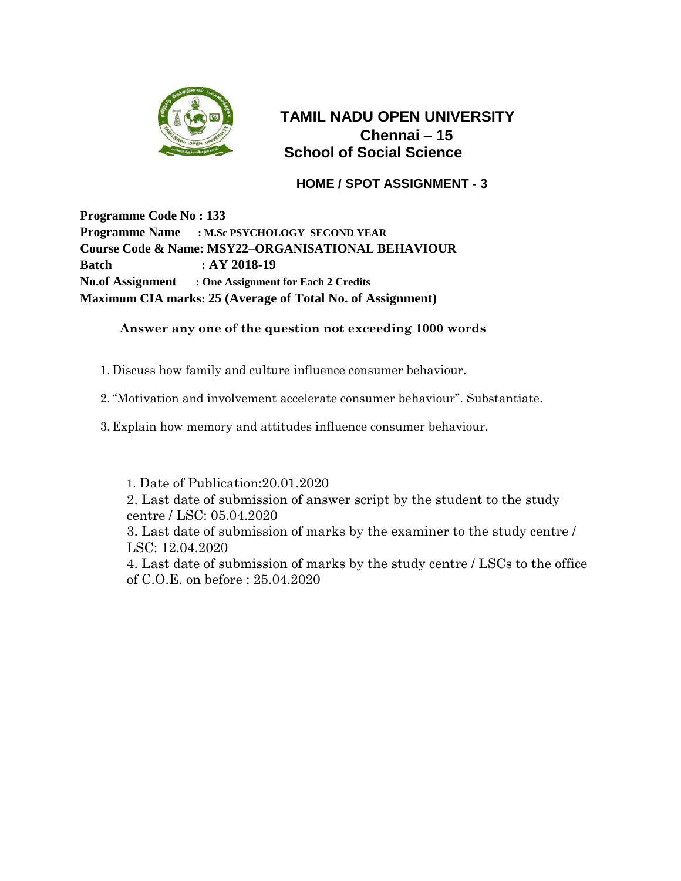# TAMIL NADU OPEN UNIVERSITY

## Chennai – 15

## School of Social Science

### HOME / SPOT ASSIGNMENT - 3

**Programme Code No : 133**
**Programme Name : M.Sc PSYCHOLOGY SECOND YEAR**
**Course Code & Name: MSY22–ORGANISATIONAL BEHAVIOUR**
**Batch : AY 2018-19**
**No.of Assignment : One Assignment for Each 2 Credits**
**Maximum CIA marks: 25 (Average of Total No. of Assignment)**

**Answer any one of the question not exceeding 1000 words**

1. Discuss how family and culture influence consumer behaviour.
2. "Motivation and involvement accelerate consumer behaviour". Substantiate.
3. Explain how memory and attitudes influence consumer behaviour.

1. Date of Publication:20.01.2020
2. Last date of submission of answer script by the student to the study centre / LSC: 05.04.2020
3. Last date of submission of marks by the examiner to the study centre / LSC: 12.04.2020
4. Last date of submission of marks by the study centre / LSCs to the office of C.O.E. on before : 25.04.2020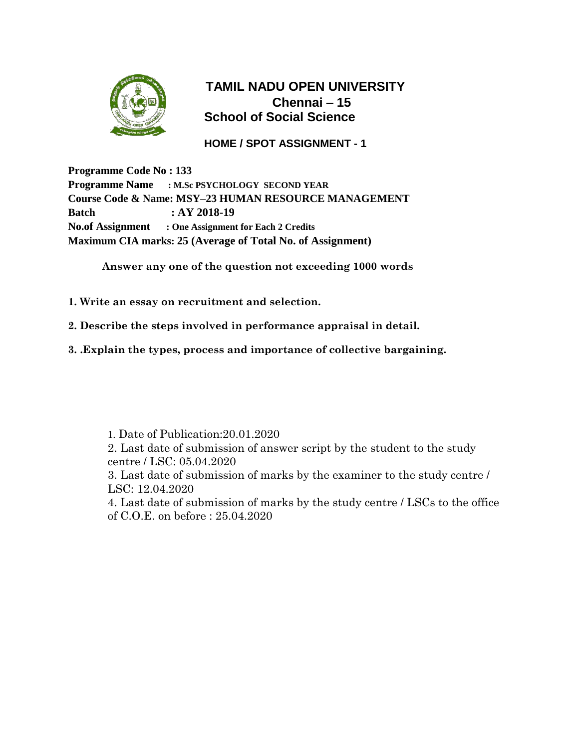# TAMIL NADU OPEN UNIVERSITY

## Chennai – 15

## School of Social Science

### HOME / SPOT ASSIGNMENT - 1

**Programme Code No : 133**
**Programme Name : M.Sc PSYCHOLOGY SECOND YEAR**
**Course Code & Name: MSY–23 HUMAN RESOURCE MANAGEMENT**
**Batch : AY 2018-19**
**No.of Assignment : One Assignment for Each 2 Credits**
**Maximum CIA marks: 25 (Average of Total No. of Assignment)**

**Answer any one of the question not exceeding 1000 words**

**1. Write an essay on recruitment and selection.**

**2. Describe the steps involved in performance appraisal in detail.**

**3. .Explain the types, process and importance of collective bargaining.**

1. Date of Publication:20.01.2020
2. Last date of submission of answer script by the student to the study centre / LSC: 05.04.2020
3. Last date of submission of marks by the examiner to the study centre / LSC: 12.04.2020
4. Last date of submission of marks by the study centre / LSCs to the office of C.O.E. on before : 25.04.2020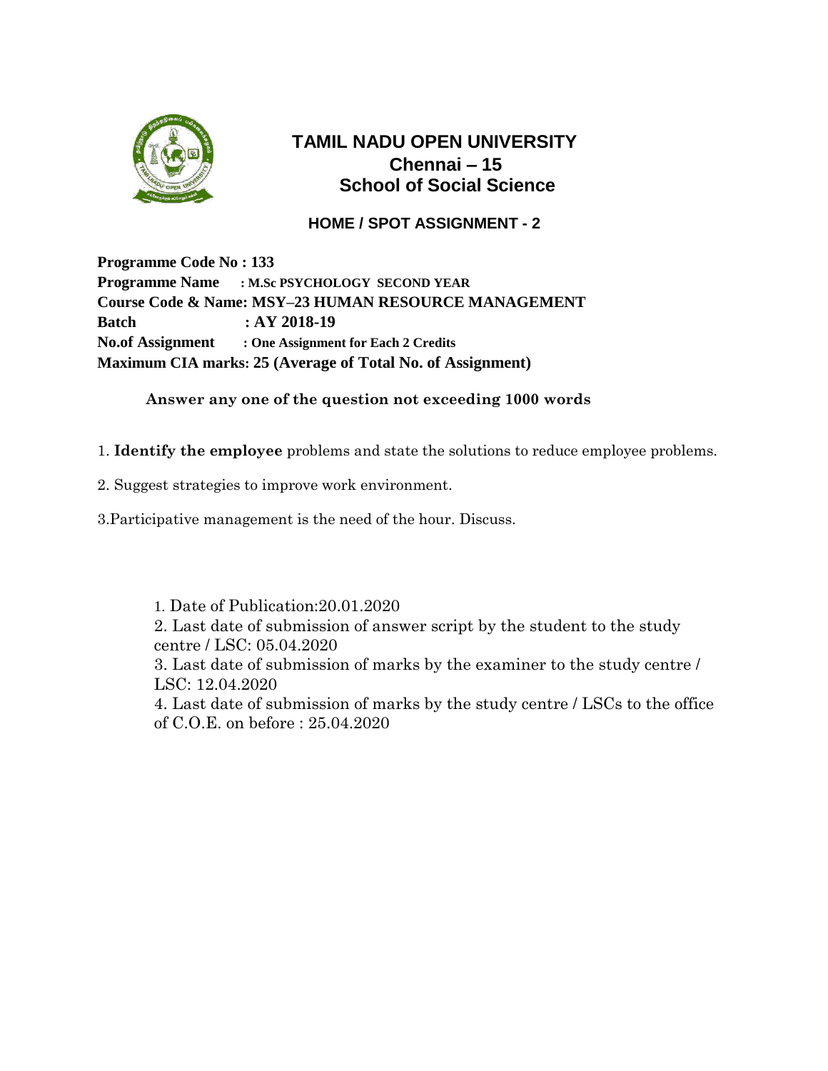# TAMIL NADU OPEN UNIVERSITY

## Chennai – 15

## School of Social Science

### HOME / SPOT ASSIGNMENT - 2

**Programme Code No : 133**
**Programme Name : M.Sc PSYCHOLOGY SECOND YEAR**
**Course Code & Name: MSY–23 HUMAN RESOURCE MANAGEMENT**
**Batch : AY 2018-19**
**No.of Assignment : One Assignment for Each 2 Credits**
**Maximum CIA marks: 25 (Average of Total No. of Assignment)**

**Answer any one of the question not exceeding 1000 words**

1. **Identify the employee** problems and state the solutions to reduce employee problems.

2. Suggest strategies to improve work environment.

3. Participative management is the need of the hour. Discuss.

1. Date of Publication:20.01.2020
2. Last date of submission of answer script by the student to the study centre / LSC: 05.04.2020
3. Last date of submission of marks by the examiner to the study centre / LSC: 12.04.2020
4. Last date of submission of marks by the study centre / LSCs to the office of C.O.E. on before : 25.04.2020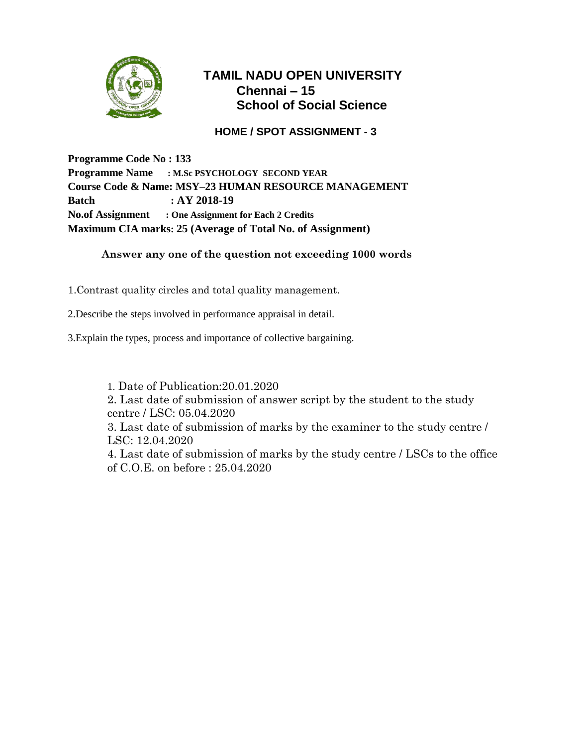# TAMIL NADU OPEN UNIVERSITY

## Chennai – 15

## School of Social Science

### HOME / SPOT ASSIGNMENT - 3

**Programme Code No : 133**
**Programme Name : M.Sc PSYCHOLOGY SECOND YEAR**
**Course Code & Name: MSY–23 HUMAN RESOURCE MANAGEMENT**
**Batch : AY 2018-19**
**No.of Assignment : One Assignment for Each 2 Credits**
**Maximum CIA marks: 25 (Average of Total No. of Assignment)**

**Answer any one of the question not exceeding 1000 words**

1.Contrast quality circles and total quality management.

2.Describe the steps involved in performance appraisal in detail.

3.Explain the types, process and importance of collective bargaining.

1. Date of Publication:20.01.2020
2. Last date of submission of answer script by the student to the study centre / LSC: 05.04.2020
3. Last date of submission of marks by the examiner to the study centre / LSC: 12.04.2020
4. Last date of submission of marks by the study centre / LSCs to the office of C.O.E. on before : 25.04.2020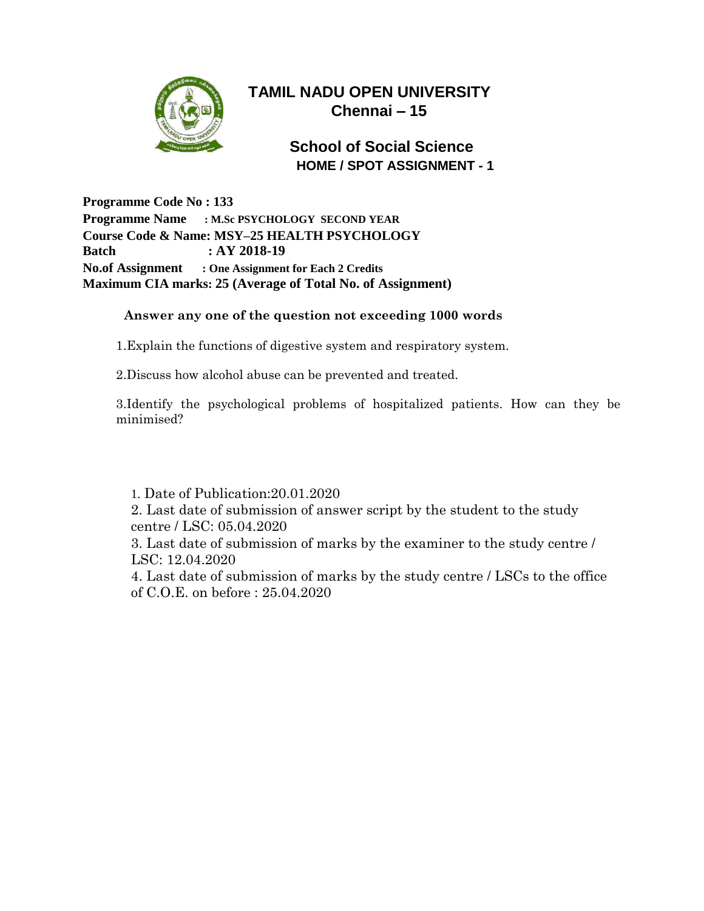# TAMIL NADU OPEN UNIVERSITY
## Chennai – 15

## School of Social Science
### HOME / SPOT ASSIGNMENT - 1

**Programme Code No : 133**
**Programme Name : M.Sc PSYCHOLOGY SECOND YEAR**
**Course Code & Name: MSY–25 HEALTH PSYCHOLOGY**
**Batch : AY 2018-19**
**No.of Assignment : One Assignment for Each 2 Credits**
**Maximum CIA marks: 25 (Average of Total No. of Assignment)**

**Answer any one of the question not exceeding 1000 words**

1.Explain the functions of digestive system and respiratory system.

2.Discuss how alcohol abuse can be prevented and treated.

3.Identify the psychological problems of hospitalized patients. How can they be minimised?

1. Date of Publication:20.01.2020
2. Last date of submission of answer script by the student to the study centre / LSC: 05.04.2020
3. Last date of submission of marks by the examiner to the study centre / LSC: 12.04.2020
4. Last date of submission of marks by the study centre / LSCs to the office of C.O.E. on before : 25.04.2020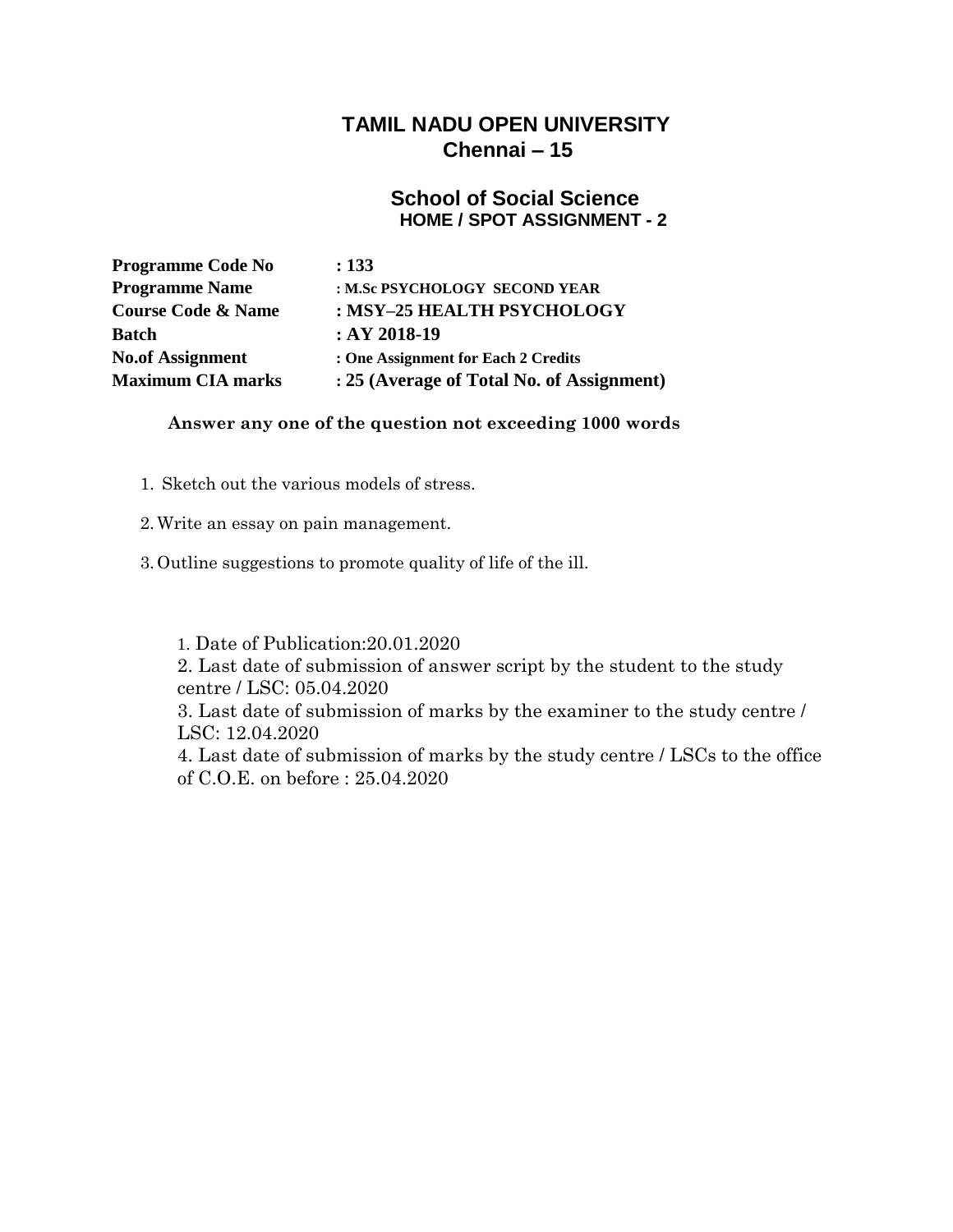# TAMIL NADU OPEN UNIVERSITY
## Chennai – 15

## School of Social Science
### HOME / SPOT ASSIGNMENT - 2

| | |
|---|---|
| **Programme Code No** | **: 133** |
| **Programme Name** | **: M.Sc PSYCHOLOGY SECOND YEAR** |
| **Course Code & Name** | **: MSY–25 HEALTH PSYCHOLOGY** |
| **Batch** | **: AY 2018-19** |
| **No.of Assignment** | **: One Assignment for Each 2 Credits** |
| **Maximum CIA marks** | **: 25 (Average of Total No. of Assignment)** |

**Answer any one of the question not exceeding 1000 words**

1. Sketch out the various models of stress.
2. Write an essay on pain management.
3. Outline suggestions to promote quality of life of the ill.

1. Date of Publication:20.01.2020
2. Last date of submission of answer script by the student to the study centre / LSC: 05.04.2020
3. Last date of submission of marks by the examiner to the study centre / LSC: 12.04.2020
4. Last date of submission of marks by the study centre / LSCs to the office of C.O.E. on before : 25.04.2020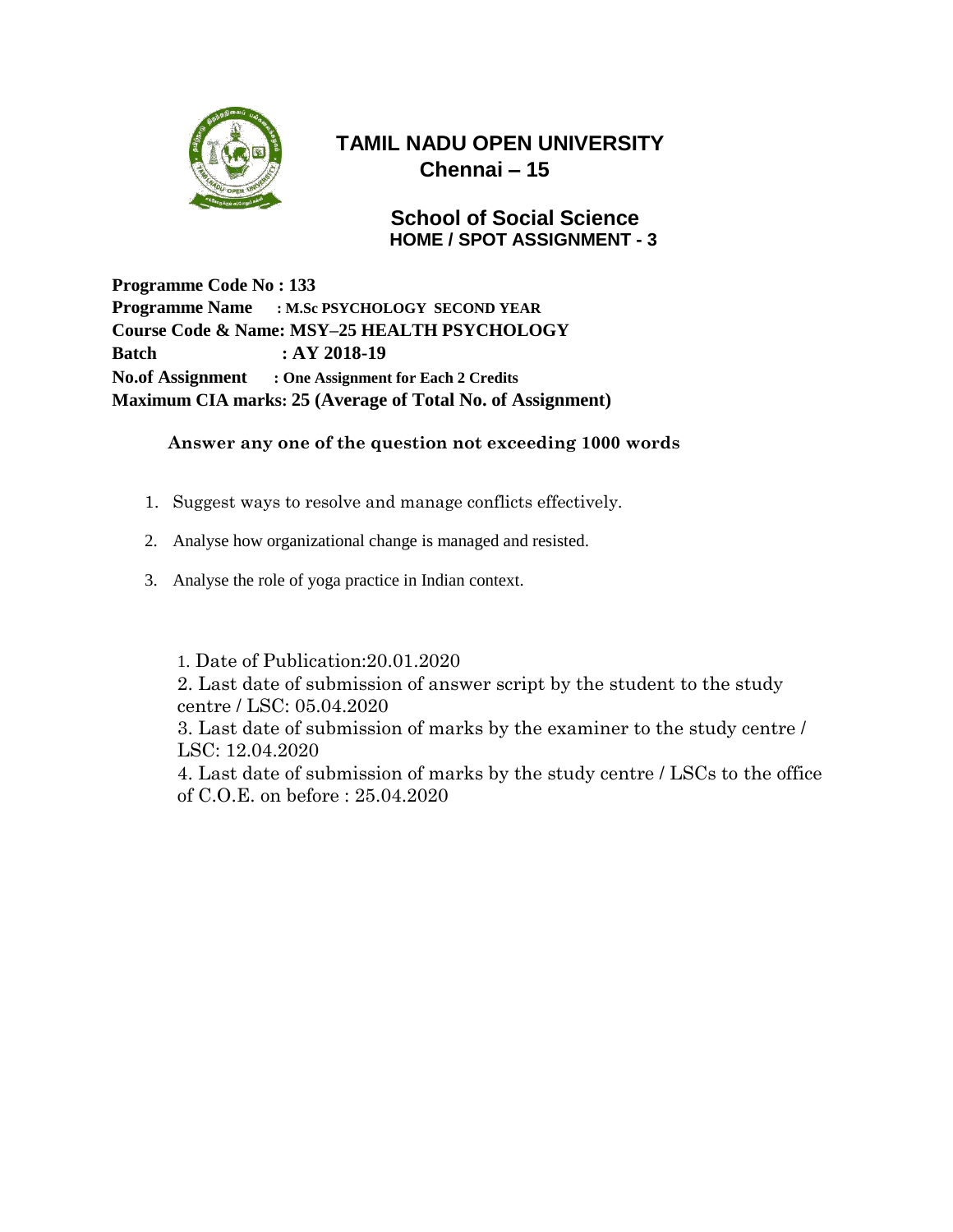# TAMIL NADU OPEN UNIVERSITY
## Chennai – 15

### School of Social Science
**HOME / SPOT ASSIGNMENT - 3**

**Programme Code No : 133**
**Programme Name : M.Sc PSYCHOLOGY SECOND YEAR**
**Course Code & Name: MSY–25 HEALTH PSYCHOLOGY**
**Batch : AY 2018-19**
**No.of Assignment : One Assignment for Each 2 Credits**
**Maximum CIA marks: 25 (Average of Total No. of Assignment)**

**Answer any one of the question not exceeding 1000 words**

1. Suggest ways to resolve and manage conflicts effectively.
2. Analyse how organizational change is managed and resisted.
3. Analyse the role of yoga practice in Indian context.

1. Date of Publication:20.01.2020
2. Last date of submission of answer script by the student to the study centre / LSC: 05.04.2020
3. Last date of submission of marks by the examiner to the study centre / LSC: 12.04.2020
4. Last date of submission of marks by the study centre / LSCs to the office of C.O.E. on before : 25.04.2020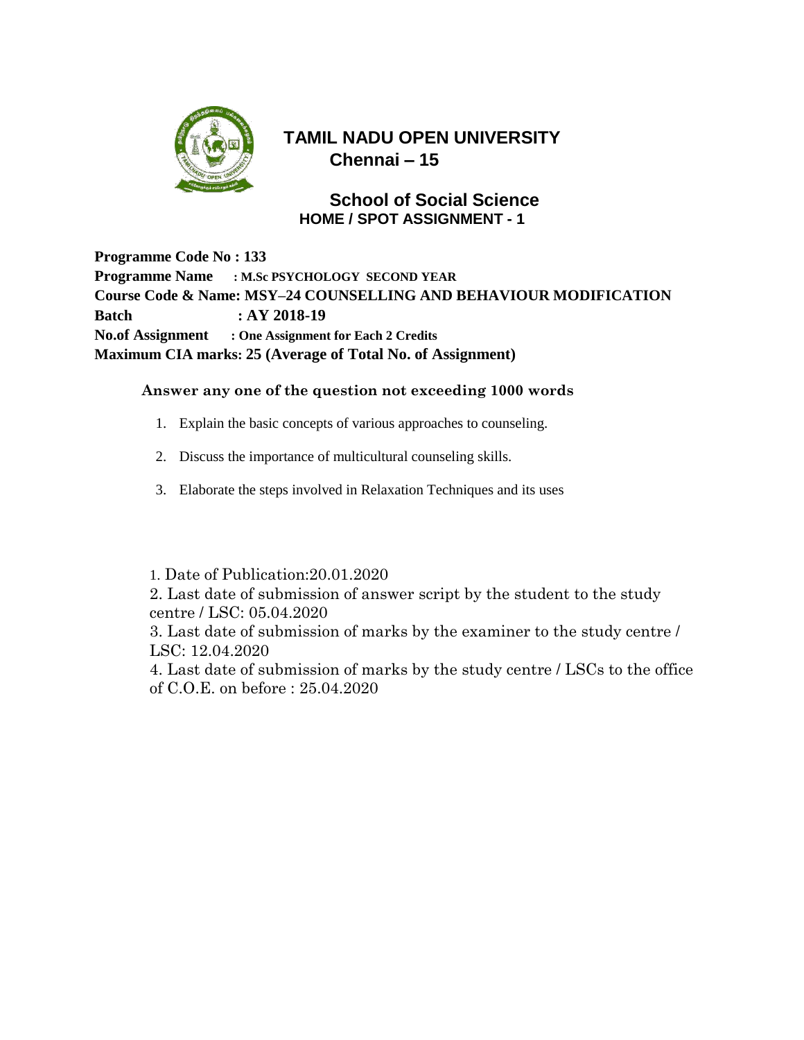# TAMIL NADU OPEN UNIVERSITY

## Chennai – 15

## School of Social Science

### HOME / SPOT ASSIGNMENT - 1

**Programme Code No : 133**
**Programme Name : M.Sc PSYCHOLOGY SECOND YEAR**
**Course Code & Name: MSY–24 COUNSELLING AND BEHAVIOUR MODIFICATION**
**Batch : AY 2018-19**
**No.of Assignment : One Assignment for Each 2 Credits**
**Maximum CIA marks: 25 (Average of Total No. of Assignment)**

**Answer any one of the question not exceeding 1000 words**

1. Explain the basic concepts of various approaches to counseling.
2. Discuss the importance of multicultural counseling skills.
3. Elaborate the steps involved in Relaxation Techniques and its uses

1. Date of Publication:20.01.2020
2. Last date of submission of answer script by the student to the study centre / LSC: 05.04.2020
3. Last date of submission of marks by the examiner to the study centre / LSC: 12.04.2020
4. Last date of submission of marks by the study centre / LSCs to the office of C.O.E. on before : 25.04.2020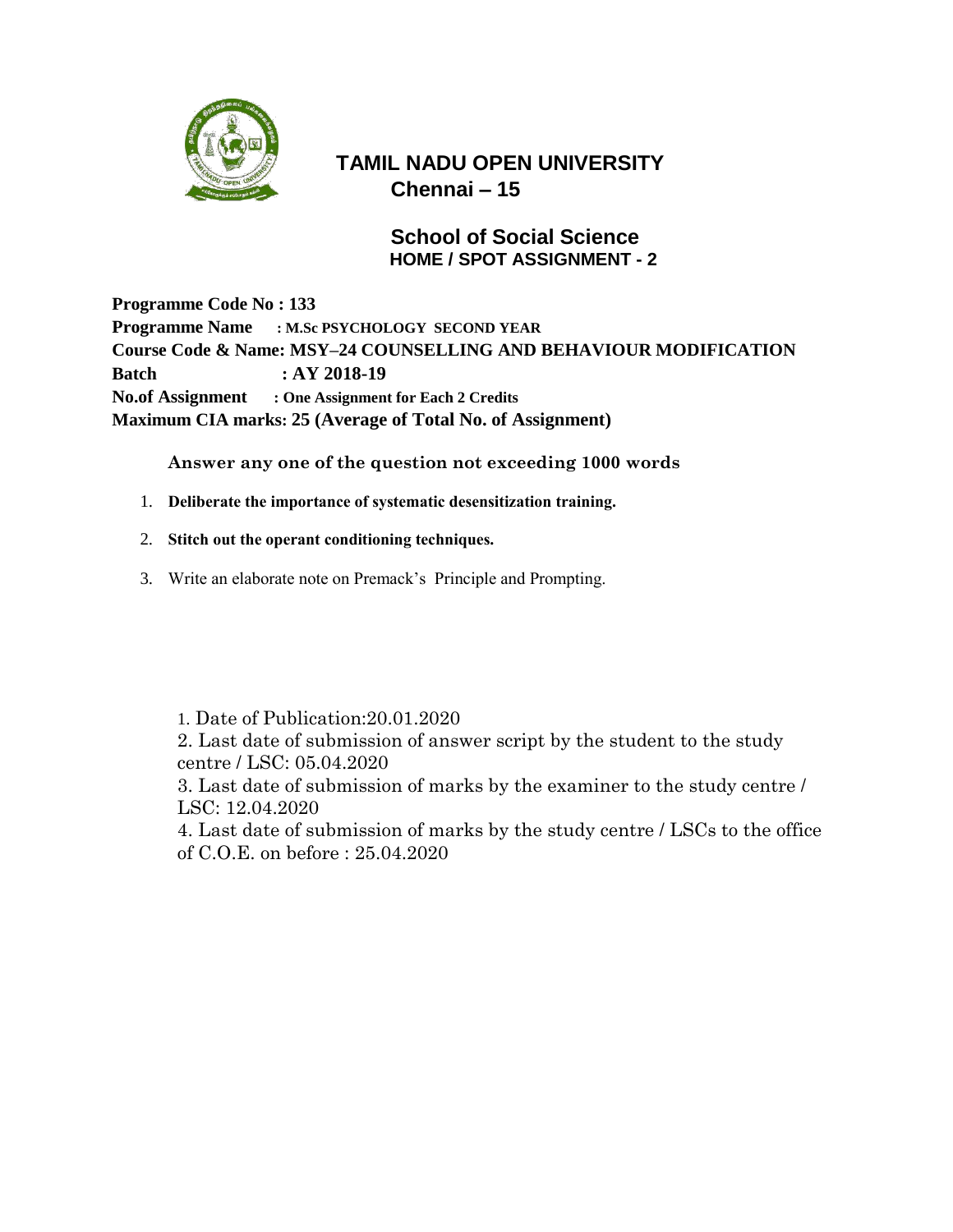# TAMIL NADU OPEN UNIVERSITY
## Chennai – 15

## School of Social Science
### HOME / SPOT ASSIGNMENT - 2

**Programme Code No : 133**
**Programme Name : M.Sc PSYCHOLOGY SECOND YEAR**
**Course Code & Name: MSY–24 COUNSELLING AND BEHAVIOUR MODIFICATION**
**Batch : AY 2018-19**
**No.of Assignment : One Assignment for Each 2 Credits**
**Maximum CIA marks: 25 (Average of Total No. of Assignment)**

**Answer any one of the question not exceeding 1000 words**

1. **Deliberate the importance of systematic desensitization training.**
2. **Stitch out the operant conditioning techniques.**
3. Write an elaborate note on Premack's Principle and Prompting.

1. Date of Publication:20.01.2020
2. Last date of submission of answer script by the student to the study centre / LSC: 05.04.2020
3. Last date of submission of marks by the examiner to the study centre / LSC: 12.04.2020
4. Last date of submission of marks by the study centre / LSCs to the office of C.O.E. on before : 25.04.2020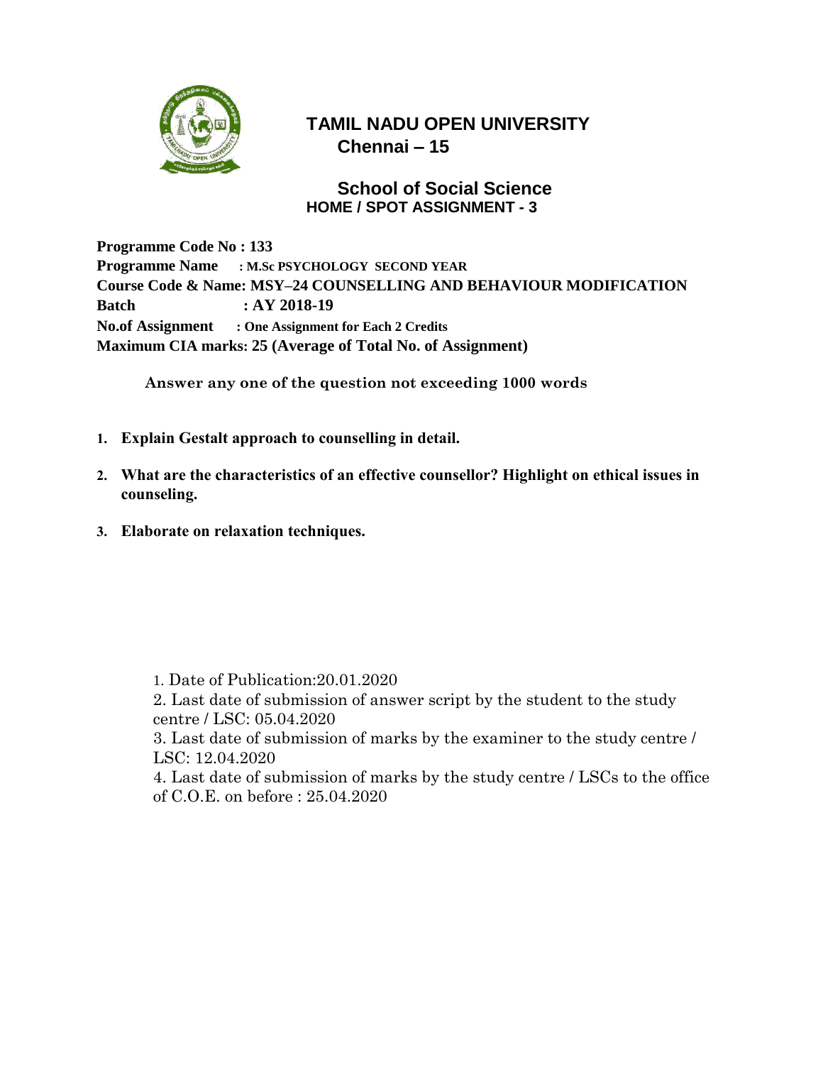# TAMIL NADU OPEN UNIVERSITY

**Chennai – 15**

## School of Social Science

**HOME / SPOT ASSIGNMENT - 3**

**Programme Code No : 133**
**Programme Name : M.Sc PSYCHOLOGY SECOND YEAR**
**Course Code & Name: MSY–24 COUNSELLING AND BEHAVIOUR MODIFICATION**
**Batch : AY 2018-19**
**No.of Assignment : One Assignment for Each 2 Credits**
**Maximum CIA marks: 25 (Average of Total No. of Assignment)**

**Answer any one of the question not exceeding 1000 words**

1. **Explain Gestalt approach to counselling in detail.**
2. **What are the characteristics of an effective counsellor? Highlight on ethical issues in counseling.**
3. **Elaborate on relaxation techniques.**

1. Date of Publication:20.01.2020
2. Last date of submission of answer script by the student to the study centre / LSC: 05.04.2020
3. Last date of submission of marks by the examiner to the study centre / LSC: 12.04.2020
4. Last date of submission of marks by the study centre / LSCs to the office of C.O.E. on before : 25.04.2020